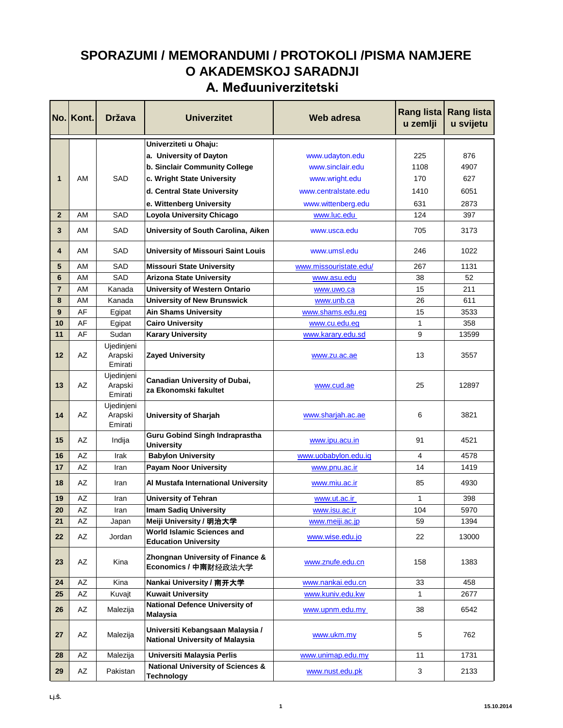# SPORAZUMI / MEMORANDUMI / PROTOKOLI /PISMA NAMJERE O AKADEMSKOJ SARADNJI

## A. Međuuniverzitetski

| No. | Kont. | Država | Univerzitet | Web adresa | Rang lista u zemlji | Rang lista u svijetu |
|---|---|---|---|---|---|---|
| 1 | AM | SAD | **Univerziteti u Ohaju:** | | | |
| | | | **a. University of Dayton** | www.udayton.edu | 225 | 876 |
| | | | **b. Sinclair Community College** | www.sinclair.edu | 1108 | 4907 |
| | | | **c. Wright State University** | www.wright.edu | 170 | 627 |
| | | | **d. Central State University** | www.centralstate.edu | 1410 | 6051 |
| | | | **e. Wittenberg University** | www.wittenberg.edu | 631 | 2873 |
| 2 | AM | SAD | **Loyola University Chicago** | www.luc.edu | 124 | 397 |
| 3 | AM | SAD | **University of South Carolina, Aiken** | www.usca.edu | 705 | 3173 |
| 4 | AM | SAD | **University of Missouri Saint Louis** | www.umsl.edu | 246 | 1022 |
| 5 | AM | SAD | **Missouri State University** | www.missouristate.edu/ | 267 | 1131 |
| 6 | AM | SAD | **Arizona State University** | www.asu.edu | 38 | 52 |
| 7 | AM | Kanada | **University of Western Ontario** | www.uwo.ca | 15 | 211 |
| 8 | AM | Kanada | **University of New Brunswick** | www.unb.ca | 26 | 611 |
| 9 | AF | Egipat | **Ain Shams University** | www.shams.edu.eg | 15 | 3533 |
| 10 | AF | Egipat | **Cairo University** | www.cu.edu.eg | 1 | 358 |
| 11 | AF | Sudan | **Karary University** | www.karary.edu.sd | 9 | 13599 |
| 12 | AZ | Ujedinjeni Arapski Emirati | **Zayed University** | www.zu.ac.ae | 13 | 3557 |
| 13 | AZ | Ujedinjeni Arapski Emirati | **Canadian University of Dubai, za Ekonomski fakultet** | www.cud.ae | 25 | 12897 |
| 14 | AZ | Ujedinjeni Arapski Emirati | **University of Sharjah** | www.sharjah.ac.ae | 6 | 3821 |
| 15 | AZ | Indija | **Guru Gobind Singh Indraprastha University** | www.ipu.acu.in | 91 | 4521 |
| 16 | AZ | Irak | **Babylon University** | www.uobabylon.edu.iq | 4 | 4578 |
| 17 | AZ | Iran | **Payam Noor University** | www.pnu.ac.ir | 14 | 1419 |
| 18 | AZ | Iran | **Al Mustafa International University** | www.miu.ac.ir | 85 | 4930 |
| 19 | AZ | Iran | **University of Tehran** | www.ut.ac.ir | 1 | 398 |
| 20 | AZ | Iran | **Imam Sadiq University** | www.isu.ac.ir | 104 | 5970 |
| 21 | AZ | Japan | **Meiji University / 明治大学** | www.meiji.ac.jp | 59 | 1394 |
| 22 | AZ | Jordan | **World Islamic Sciences and Education University** | www.wise.edu.jo | 22 | 13000 |
| 23 | AZ | Kina | **Zhongnan University of Finance & Economics / 中南财经政法大学** | www.znufe.edu.cn | 158 | 1383 |
| 24 | AZ | Kina | **Nankai University / 南开大学** | www.nankai.edu.cn | 33 | 458 |
| 25 | AZ | Kuvajt | **Kuwait University** | www.kuniv.edu.kw | 1 | 2677 |
| 26 | AZ | Malezija | **National Defence University of Malaysia** | www.upnm.edu.my | 38 | 6542 |
| 27 | AZ | Malezija | **Universiti Kebangsaan Malaysia / National University of Malaysia** | www.ukm.my | 5 | 762 |
| 28 | AZ | Malezija | **Universiti Malaysia Perlis** | www.unimap.edu.my | 11 | 1731 |
| 29 | AZ | Pakistan | **National University of Sciences & Technology** | www.nust.edu.pk | 3 | 2133 |

Lj.Š.

15.10.2014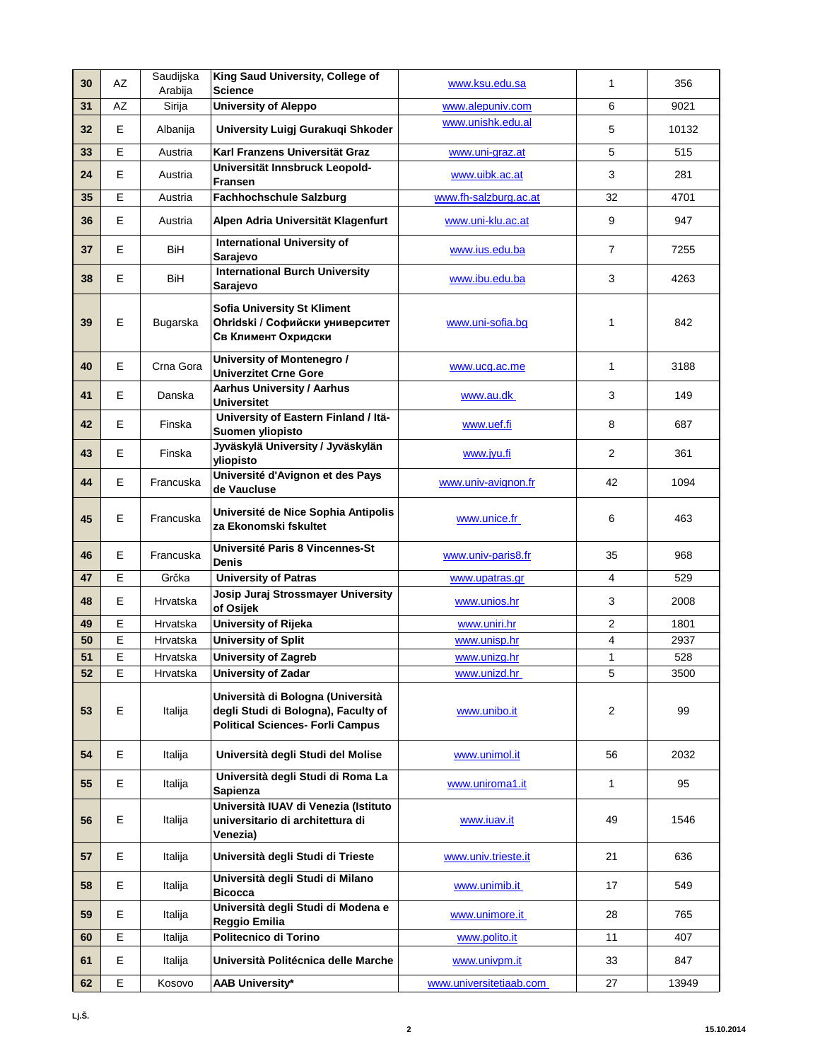| 30 | AZ | Saudijska Arabija | King Saud University, College of Science | www.ksu.edu.sa | 1 | 356 |
|---|---|---|---|---|---|---|
| 31 | AZ | Sirija | University of Aleppo | www.alepuniv.com | 6 | 9021 |
| 32 | E | Albanija | University Luigj Gurakuqi Shkoder | www.unishk.edu.al | 5 | 10132 |
| 33 | E | Austria | Karl Franzens Universität Graz | www.uni-graz.at | 5 | 515 |
| 24 | E | Austria | Universität Innsbruck Leopold-Fransen | www.uibk.ac.at | 3 | 281 |
| 35 | E | Austria | Fachhochschule Salzburg | www.fh-salzburg.ac.at | 32 | 4701 |
| 36 | E | Austria | Alpen Adria Universität Klagenfurt | www.uni-klu.ac.at | 9 | 947 |
| 37 | E | BiH | International University of Sarajevo | www.ius.edu.ba | 7 | 7255 |
| 38 | E | BiH | International Burch University Sarajevo | www.ibu.edu.ba | 3 | 4263 |
| 39 | E | Bugarska | Sofia University St Kliment Ohridski / Софийски университет Св Климент Охридски | www.uni-sofia.bg | 1 | 842 |
| 40 | E | Crna Gora | University of Montenegro / Univerzitet Crne Gore | www.ucg.ac.me | 1 | 3188 |
| 41 | E | Danska | Aarhus University / Aarhus Universitet | www.au.dk | 3 | 149 |
| 42 | E | Finska | University of Eastern Finland / Itä-Suomen yliopisto | www.uef.fi | 8 | 687 |
| 43 | E | Finska | Jyväskylä University / Jyväskylän yliopisto | www.jyu.fi | 2 | 361 |
| 44 | E | Francuska | Université d'Avignon et des Pays de Vaucluse | www.univ-avignon.fr | 42 | 1094 |
| 45 | E | Francuska | Université de Nice Sophia Antipolis za Ekonomski fskultet | www.unice.fr | 6 | 463 |
| 46 | E | Francuska | Université Paris 8 Vincennes-St Denis | www.univ-paris8.fr | 35 | 968 |
| 47 | E | Grčka | University of Patras | www.upatras.gr | 4 | 529 |
| 48 | E | Hrvatska | Josip Juraj Strossmayer University of Osijek | www.unios.hr | 3 | 2008 |
| 49 | E | Hrvatska | University of Rijeka | www.uniri.hr | 2 | 1801 |
| 50 | E | Hrvatska | University of Split | www.unisp.hr | 4 | 2937 |
| 51 | E | Hrvatska | University of Zagreb | www.unizg.hr | 1 | 528 |
| 52 | E | Hrvatska | University of Zadar | www.unizd.hr | 5 | 3500 |
| 53 | E | Italija | Università di Bologna (Università degli Studi di Bologna), Faculty of Political Sciences- Forli Campus | www.unibo.it | 2 | 99 |
| 54 | E | Italija | Università degli Studi del Molise | www.unimol.it | 56 | 2032 |
| 55 | E | Italija | Università degli Studi di Roma La Sapienza | www.uniroma1.it | 1 | 95 |
| 56 | E | Italija | Università IUAV di Venezia (Istituto universitario di architettura di Venezia) | www.iuav.it | 49 | 1546 |
| 57 | E | Italija | Università degli Studi di Trieste | www.univ.trieste.it | 21 | 636 |
| 58 | E | Italija | Università degli Studi di Milano Bicocca | www.unimib.it | 17 | 549 |
| 59 | E | Italija | Università degli Studi di Modena e Reggio Emilia | www.unimore.it | 28 | 765 |
| 60 | E | Italija | Politecnico di Torino | www.polito.it | 11 | 407 |
| 61 | E | Italija | Università Politécnica delle Marche | www.univpm.it | 33 | 847 |
| 62 | E | Kosovo | AAB University* | www.universitetiaab.com | 27 | 13949 |

Lj.Š.

15.10.2014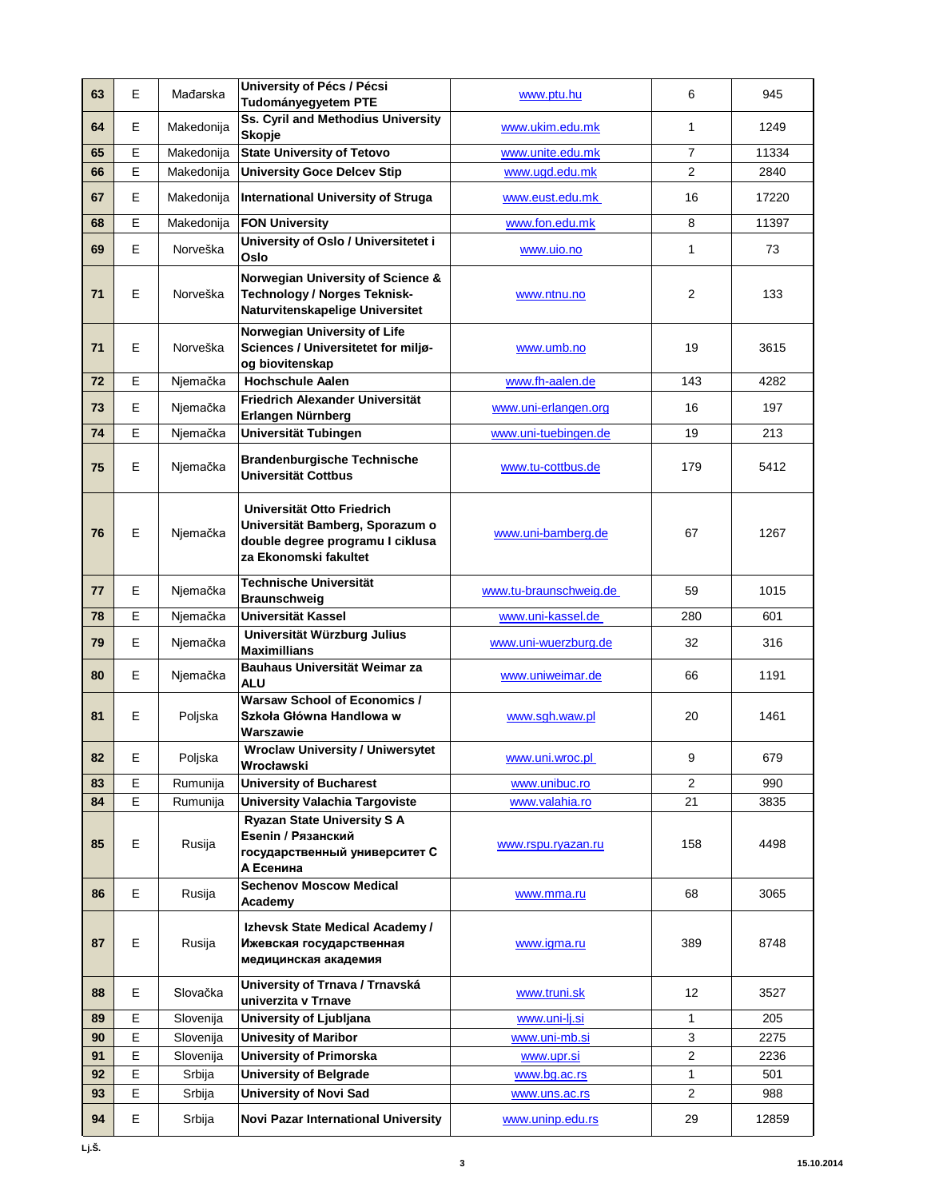| 63 | E | Mađarska | **University of Pécs / Pécsi Tudományegyetem PTE** | www.ptu.hu | 6 | 945 |
|---|---|---|---|---|---|---|
| 64 | E | Makedonija | **Ss. Cyril and Methodius University Skopje** | www.ukim.edu.mk | 1 | 1249 |
| 65 | E | Makedonija | **State University of Tetovo** | www.unite.edu.mk | 7 | 11334 |
| 66 | E | Makedonija | **University Goce Delcev Stip** | www.ugd.edu.mk | 2 | 2840 |
| 67 | E | Makedonija | **International University of Struga** | www.eust.edu.mk | 16 | 17220 |
| 68 | E | Makedonija | **FON University** | www.fon.edu.mk | 8 | 11397 |
| 69 | E | Norveška | **University of Oslo / Universitetet i Oslo** | www.uio.no | 1 | 73 |
| 71 | E | Norveška | **Norwegian University of Science & Technology / Norges Teknisk-Naturvitenskapelige Universitet** | www.ntnu.no | 2 | 133 |
| 71 | E | Norveška | **Norwegian University of Life Sciences / Universitetet for miljø- og biovitenskap** | www.umb.no | 19 | 3615 |
| 72 | E | Njemačka | **Hochschule Aalen** | www.fh-aalen.de | 143 | 4282 |
| 73 | E | Njemačka | **Friedrich Alexander Universität Erlangen Nürnberg** | www.uni-erlangen.org | 16 | 197 |
| 74 | E | Njemačka | **Universität Tubingen** | www.uni-tuebingen.de | 19 | 213 |
| 75 | E | Njemačka | **Brandenburgische Technische Universität Cottbus** | www.tu-cottbus.de | 179 | 5412 |
| 76 | E | Njemačka | **Universität Otto Friedrich Universität Bamberg, Sporazum o double degree programu I ciklusa za Ekonomski fakultet** | www.uni-bamberg.de | 67 | 1267 |
| 77 | E | Njemačka | **Technische Universität Braunschweig** | www.tu-braunschweig.de | 59 | 1015 |
| 78 | E | Njemačka | **Universität Kassel** | www.uni-kassel.de | 280 | 601 |
| 79 | E | Njemačka | **Universität Würzburg Julius Maximillians** | www.uni-wuerzburg.de | 32 | 316 |
| 80 | E | Njemačka | **Bauhaus Universität Weimar za ALU** | www.uniweimar.de | 66 | 1191 |
| 81 | E | Poljska | **Warsaw School of Economics / Szkoła Główna Handlowa w Warszawie** | www.sgh.waw.pl | 20 | 1461 |
| 82 | E | Poljska | **Wroclaw University / Uniwersytet Wrocławski** | www.uni.wroc.pl | 9 | 679 |
| 83 | E | Rumunija | **University of Bucharest** | www.unibuc.ro | 2 | 990 |
| 84 | E | Rumunija | **University Valachia Targoviste** | www.valahia.ro | 21 | 3835 |
| 85 | E | Rusija | **Ryazan State University S A Esenin / Рязанский государственный университет С А Есенина** | www.rspu.ryazan.ru | 158 | 4498 |
| 86 | E | Rusija | **Sechenov Moscow Medical Academy** | www.mma.ru | 68 | 3065 |
| 87 | E | Rusija | **Izhevsk State Medical Academy / Ижевская государственная медицинская академия** | www.igma.ru | 389 | 8748 |
| 88 | E | Slovačka | **University of Trnava / Trnavská univerzita v Trnave** | www.truni.sk | 12 | 3527 |
| 89 | E | Slovenija | **University of Ljubljana** | www.uni-lj.si | 1 | 205 |
| 90 | E | Slovenija | **Univesity of Maribor** | www.uni-mb.si | 3 | 2275 |
| 91 | E | Slovenija | **University of Primorska** | www.upr.si | 2 | 2236 |
| 92 | E | Srbija | **University of Belgrade** | www.bg.ac.rs | 1 | 501 |
| 93 | E | Srbija | **University of Novi Sad** | www.uns.ac.rs | 2 | 988 |
| 94 | E | Srbija | **Novi Pazar International University** | www.uninp.edu.rs | 29 | 12859 |

Lj.Š.

15.10.2014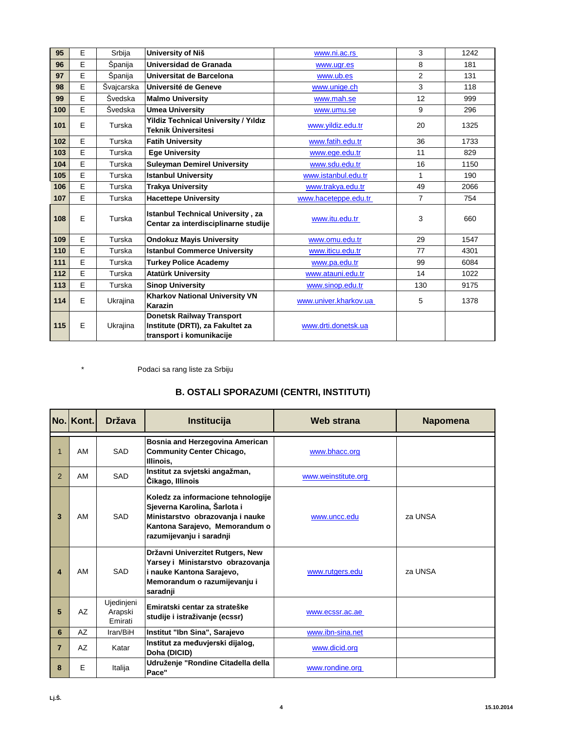| 95 | E | Srbija | University of Niš | www.ni.ac.rs | 3 | 1242 |
|---|---|---|---|---|---|---|
| 96 | E | Španija | Universidad de Granada | www.ugr.es | 8 | 181 |
| 97 | E | Španija | Universitat de Barcelona | www.ub.es | 2 | 131 |
| 98 | E | Švajcarska | Université de Geneve | www.unige.ch | 3 | 118 |
| 99 | E | Švedska | Malmo University | www.mah.se | 12 | 999 |
| 100 | E | Švedska | Umea University | www.umu.se | 9 | 296 |
| 101 | E | Turska | Yildiz Technical University / Yıldız Teknik Üniversitesi | www.yildiz.edu.tr | 20 | 1325 |
| 102 | E | Turska | Fatih University | www.fatih.edu.tr | 36 | 1733 |
| 103 | E | Turska | Ege University | www.ege.edu.tr | 11 | 829 |
| 104 | E | Turska | Suleyman Demirel University | www.sdu.edu.tr | 16 | 1150 |
| 105 | E | Turska | Istanbul University | www.istanbul.edu.tr | 1 | 190 |
| 106 | E | Turska | Trakya University | www.trakya.edu.tr | 49 | 2066 |
| 107 | E | Turska | Hacettepe University | www.haceteppe.edu.tr | 7 | 754 |
| 108 | E | Turska | Istanbul Technical University , za Centar za interdisciplinarne studije | www.itu.edu.tr | 3 | 660 |
| 109 | E | Turska | Ondokuz Mayis University | www.omu.edu.tr | 29 | 1547 |
| 110 | E | Turska | Istanbul Commerce University | www.iticu.edu.tr | 77 | 4301 |
| 111 | E | Turska | Turkey Police Academy | www.pa.edu.tr | 99 | 6084 |
| 112 | E | Turska | Atatürk University | www.atauni.edu.tr | 14 | 1022 |
| 113 | E | Turska | Sinop University | www.sinop.edu.tr | 130 | 9175 |
| 114 | E | Ukrajina | Kharkov National University VN Karazin | www.univer.kharkov.ua | 5 | 1378 |
| 115 | E | Ukrajina | Donetsk Railway Transport Institute (DRTI), za Fakultet za transport i komunikacije | www.drti.donetsk.ua | | |

\* Podaci sa rang liste za Srbiju

## B. OSTALI SPORAZUMI (CENTRI, INSTITUTI)

| No. | Kont. | Država | Institucija | Web strana | Napomena |
|---|---|---|---|---|---|
| 1 | AM | SAD | Bosnia and Herzegovina American Community Center Chicago, Illinois, | www.bhacc.org | |
| 2 | AM | SAD | Institut za svjetski angažman, Čikago, Illinois | www.weinstitute.org | |
| 3 | AM | SAD | Koledz za informacione tehnologije Sjeverna Karolina, Šarlota i Ministarstvo obrazovanja i nauke Kantona Sarajevo, Memorandum o razumijevanju i saradnji | www.uncc.edu | za UNSA |
| 4 | AM | SAD | Državni Univerzitet Rutgers, New Yarsey i Ministarstvo obrazovanja i nauke Kantona Sarajevo, Memorandum o razumijevanju i saradnji | www.rutgers.edu | za UNSA |
| 5 | AZ | Ujedinjeni Arapski Emirati | Emiratski centar za strateške studije i istraživanje (ecssr) | www.ecssr.ac.ae | |
| 6 | AZ | Iran/BiH | Institut "Ibn Sina", Sarajevo | www.ibn-sina.net | |
| 7 | AZ | Katar | Institut za međuvjerski dijalog, Doha (DICID) | www.dicid.org | |
| 8 | E | Italija | Udruženje "Rondine Citadella della Pace" | www.rondine.org | |

Lj.Š.

15.10.2014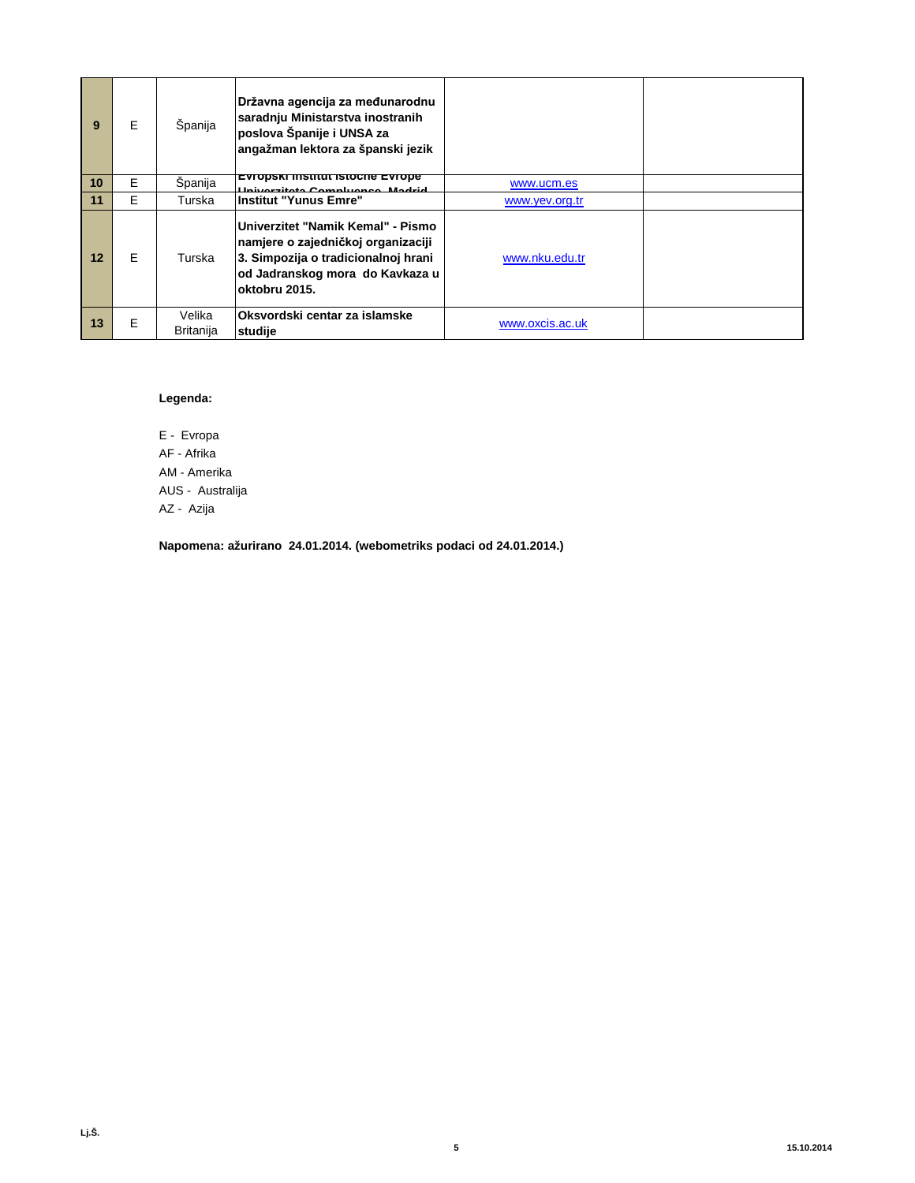| | | | | | |
|---|---|---|---|---|---|
| 9 | E | Španija | **Državna agencija za međunarodnu saradnju Ministarstva inostranih poslova Španije i UNSA za angažman lektora za španski jezik** | | |
| 10 | E | Španija | **Evropski institut Istočne Evrope Univerziteta Complutense, Madrid** | www.ucm.es | |
| 11 | E | Turska | **Institut "Yunus Emre"** | www.yev.org.tr | |
| 12 | E | Turska | **Univerzitet "Namik Kemal" - Pismo namjere o zajedničkoj organizaciji 3. Simpozija o tradicionalnoj hrani od Jadranskog mora do Kavkaza u oktobru 2015.** | www.nku.edu.tr | |
| 13 | E | Velika Britanija | **Oksvordski centar za islamske studije** | www.oxcis.ac.uk | |

**Legenda:**

E - Evropa
AF - Afrika
AM - Amerika
AUS - Australija
AZ - Azija

**Napomena: ažurirano 24.01.2014. (webometriks podaci od 24.01.2014.)**

Lj.Š.

15.10.2014